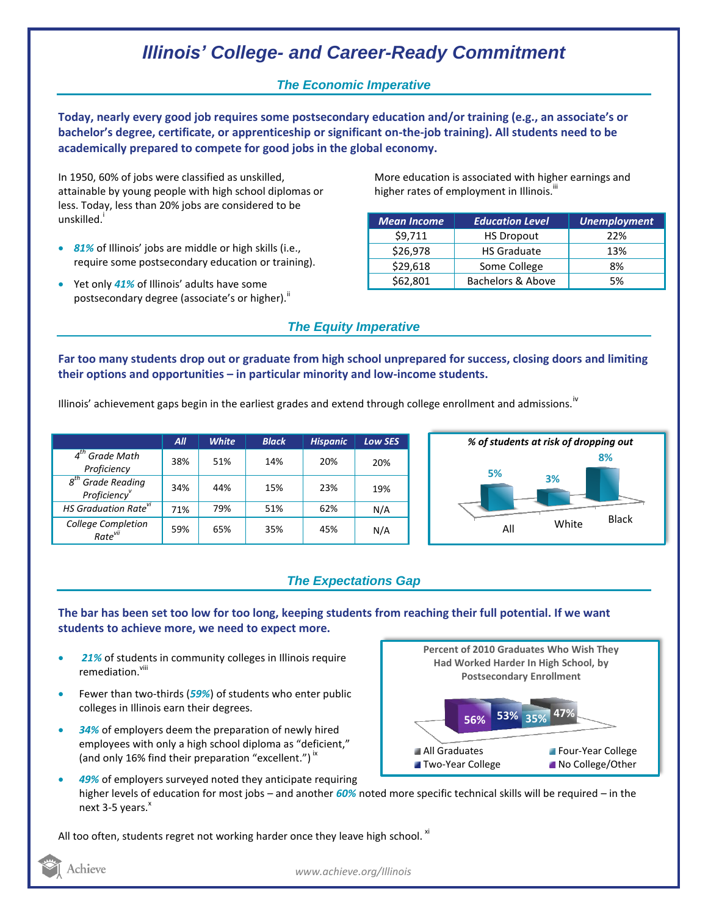# Illinois' College- and Career-Ready Commitment

## The Economic Imperative

**Today, nearly every good job requires some postsecondary education and/or training (e.g., an associate's or bachelor's degree, certificate, or apprenticeship or significant on-the-job training). All students need to be academically prepared to compete for good jobs in the global economy.**

In 1950, 60% of jobs were classified as unskilled, attainable by young people with high school diplomas or less. Today, less than 20% jobs are considered to be unskilled.[i]

- ***81%*** of Illinois' jobs are middle or high skills (i.e., require some postsecondary education or training).
- Yet only ***41%*** of Illinois' adults have some postsecondary degree (associate's or higher).[ii]

More education is associated with higher earnings and higher rates of employment in Illinois.[iii]

| Mean Income | Education Level | Unemployment |
|---|---|---|
| $9,711 | HS Dropout | 22% |
| $26,978 | HS Graduate | 13% |
| $29,618 | Some College | 8% |
| $62,801 | Bachelors & Above | 5% |

## The Equity Imperative

**Far too many students drop out or graduate from high school unprepared for success, closing doors and limiting their options and opportunities – in particular minority and low-income students.**

Illinois' achievement gaps begin in the earliest grades and extend through college enrollment and admissions.[iv]

| | All | White | Black | Hispanic | Low SES |
|---|---|---|---|---|---|
| 4th Grade Math Proficiency | 38% | 51% | 14% | 20% | 20% |
| 8th Grade Reading Proficiency[v] | 34% | 44% | 15% | 23% | 19% |
| HS Graduation Rate[vi] | 71% | 79% | 51% | 62% | N/A |
| College Completion Rate[vii] | 59% | 65% | 35% | 45% | N/A |

*% of students at risk of dropping out*

| All | White | Black |
|---|---|---|
| 5% | 3% | 8% |

## The Expectations Gap

**The bar has been set too low for too long, keeping students from reaching their full potential. If we want students to achieve more, we need to expect more.**

- ***21%*** of students in community colleges in Illinois require remediation.[viii]
- Fewer than two-thirds (***59%***) of students who enter public colleges in Illinois earn their degrees.
- ***34%*** of employers deem the preparation of newly hired employees with only a high school diploma as "deficient," (and only 16% find their preparation "excellent.")[ix]
- ***49%*** of employers surveyed noted they anticipate requiring higher levels of education for most jobs – and another ***60%*** noted more specific technical skills will be required – in the next 3-5 years.[x]

**Percent of 2010 Graduates Who Wish They Had Worked Harder In High School, by Postsecondary Enrollment**

| All Graduates | Two-Year College | Four-Year College | No College/Other |
|---|---|---|---|
| 47% | 53% | 35% | 56% |

All too often, students regret not working harder once they leave high school.[xi]

www.achieve.org/Illinois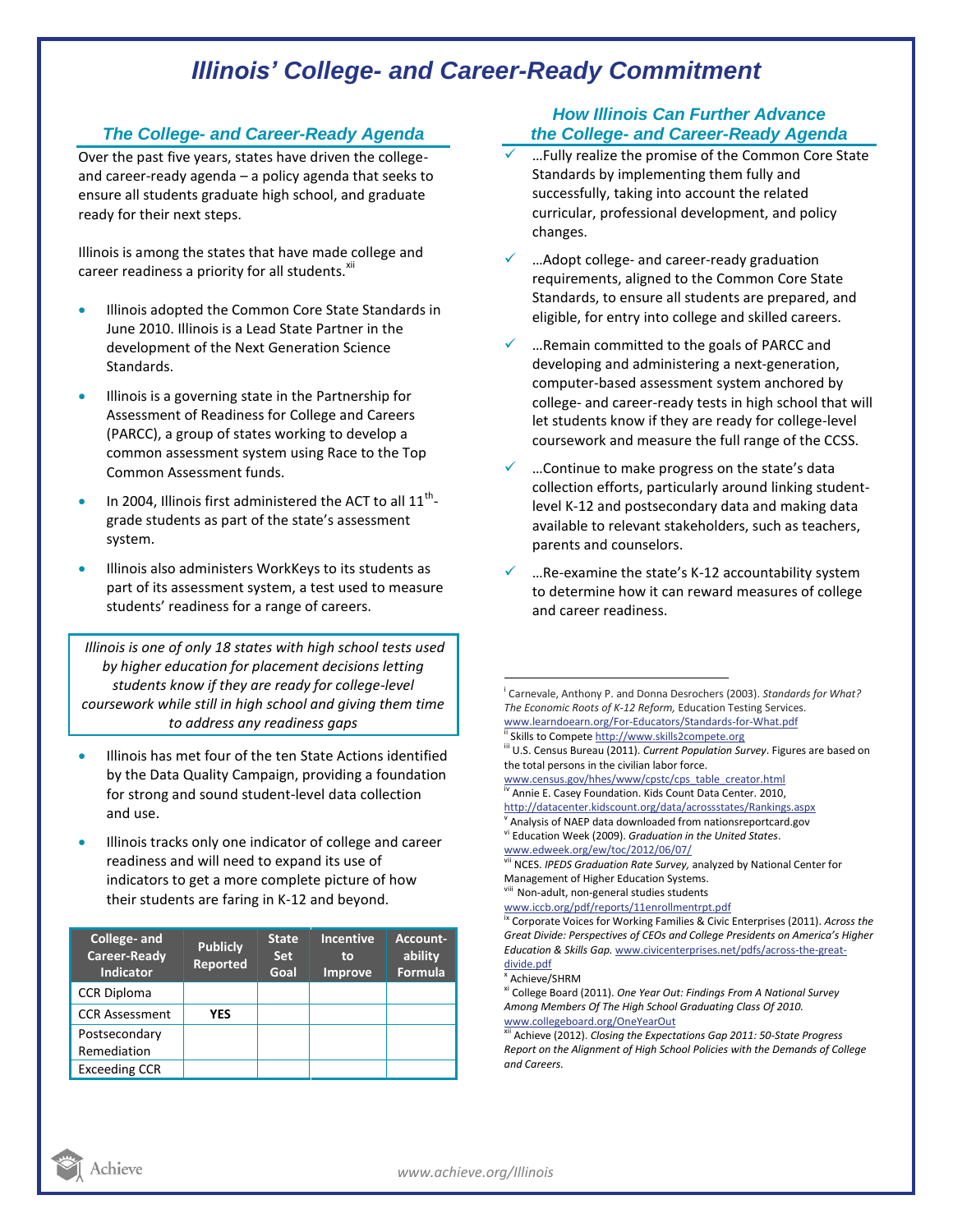# Illinois' College- and Career-Ready Commitment

## The College- and Career-Ready Agenda

Over the past five years, states have driven the college- and career-ready agenda – a policy agenda that seeks to ensure all students graduate high school, and graduate ready for their next steps.

Illinois is among the states that have made college and career readiness a priority for all students.[xii]

- Illinois adopted the Common Core State Standards in June 2010. Illinois is a Lead State Partner in the development of the Next Generation Science Standards.
- Illinois is a governing state in the Partnership for Assessment of Readiness for College and Careers (PARCC), a group of states working to develop a common assessment system using Race to the Top Common Assessment funds.
- In 2004, Illinois first administered the ACT to all 11th-grade students as part of the state's assessment system.
- Illinois also administers WorkKeys to its students as part of its assessment system, a test used to measure students' readiness for a range of careers.

*Illinois is one of only 18 states with high school tests used by higher education for placement decisions letting students know if they are ready for college-level coursework while still in high school and giving them time to address any readiness gaps*

- Illinois has met four of the ten State Actions identified by the Data Quality Campaign, providing a foundation for strong and sound student-level data collection and use.
- Illinois tracks only one indicator of college and career readiness and will need to expand its use of indicators to get a more complete picture of how their students are faring in K-12 and beyond.

| College- and Career-Ready Indicator | Publicly Reported | State Set Goal | Incentive to Improve | Account-ability Formula |
|---|---|---|---|---|
| CCR Diploma | | | | |
| CCR Assessment | **YES** | | | |
| Postsecondary Remediation | | | | |
| Exceeding CCR | | | | |

## How Illinois Can Further Advance the College- and Career-Ready Agenda

- ✓ …Fully realize the promise of the Common Core State Standards by implementing them fully and successfully, taking into account the related curricular, professional development, and policy changes.
- ✓ …Adopt college- and career-ready graduation requirements, aligned to the Common Core State Standards, to ensure all students are prepared, and eligible, for entry into college and skilled careers.
- ✓ …Remain committed to the goals of PARCC and developing and administering a next-generation, computer-based assessment system anchored by college- and career-ready tests in high school that will let students know if they are ready for college-level coursework and measure the full range of the CCSS.
- ✓ …Continue to make progress on the state's data collection efforts, particularly around linking student-level K-12 and postsecondary data and making data available to relevant stakeholders, such as teachers, parents and counselors.
- ✓ …Re-examine the state's K-12 accountability system to determine how it can reward measures of college and career readiness.

---

[i] Carnevale, Anthony P. and Donna Desrochers (2003). *Standards for What? The Economic Roots of K-12 Reform,* Education Testing Services. www.learndoearn.org/For-Educators/Standards-for-What.pdf

[ii] Skills to Compete http://www.skills2compete.org

[iii] U.S. Census Bureau (2011). *Current Population Survey*. Figures are based on the total persons in the civilian labor force. www.census.gov/hhes/www/cpstc/cps_table_creator.html

[iv] Annie E. Casey Foundation. Kids Count Data Center. 2010, http://datacenter.kidscount.org/data/acrossstates/Rankings.aspx

[v] Analysis of NAEP data downloaded from nationsreportcard.gov

[vi] Education Week (2009). *Graduation in the United States*. www.edweek.org/ew/toc/2012/06/07/

[vii] NCES. *IPEDS Graduation Rate Survey,* analyzed by National Center for Management of Higher Education Systems.

[viii] Non-adult, non-general studies students www.iccb.org/pdf/reports/11enrollmentrpt.pdf

[ix] Corporate Voices for Working Families & Civic Enterprises (2011). *Across the Great Divide: Perspectives of CEOs and College Presidents on America's Higher Education & Skills Gap.* www.civicenterprises.net/pdfs/across-the-great-divide.pdf

[x] Achieve/SHRM

[xi] College Board (2011). *One Year Out: Findings From A National Survey Among Members Of The High School Graduating Class Of 2010.* www.collegeboard.org/OneYearOut

[xii] Achieve (2012). *Closing the Expectations Gap 2011: 50-State Progress Report on the Alignment of High School Policies with the Demands of College and Careers.*